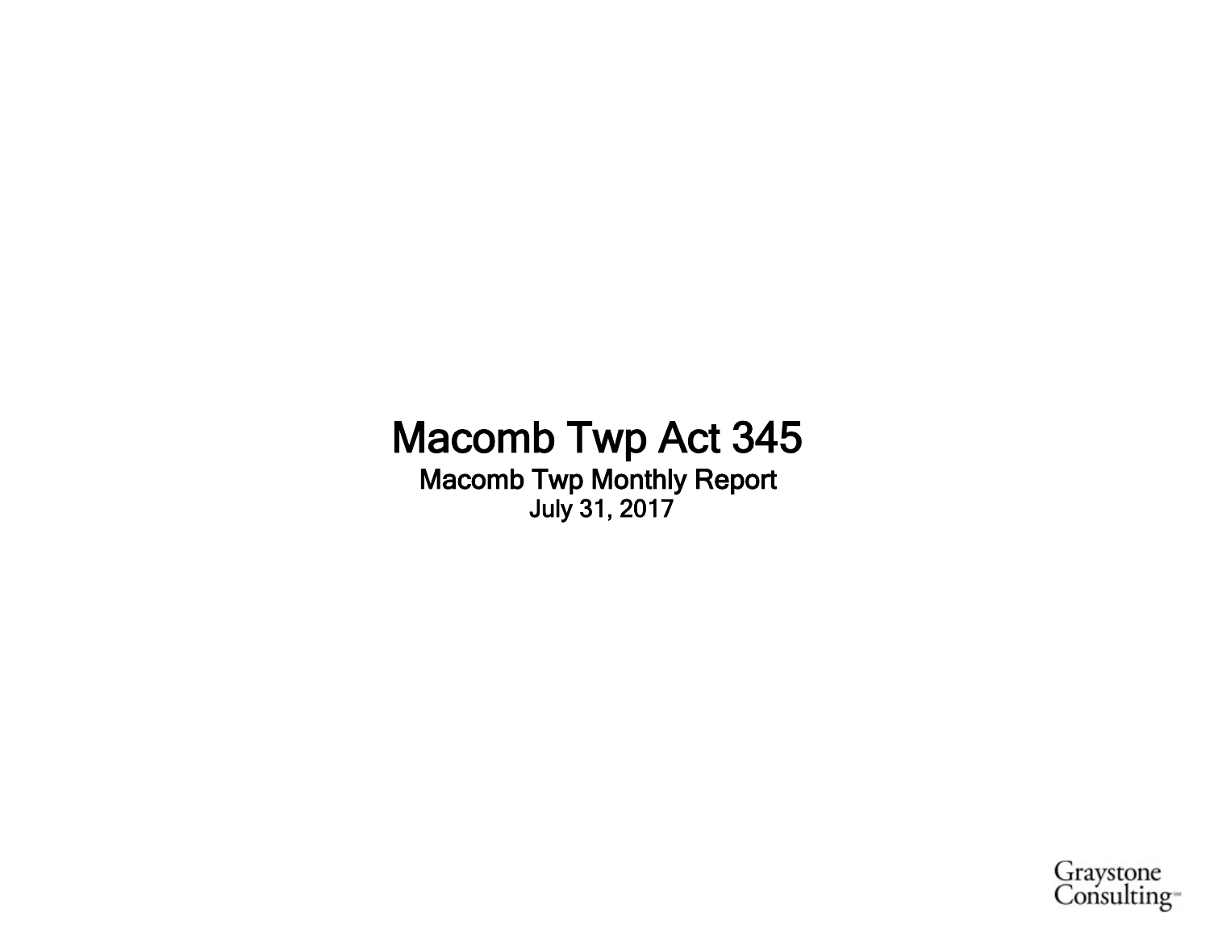# Macomb Twp Act 345

## Macomb Twp Monthly Report

July 31, 2017

Graystone Consulting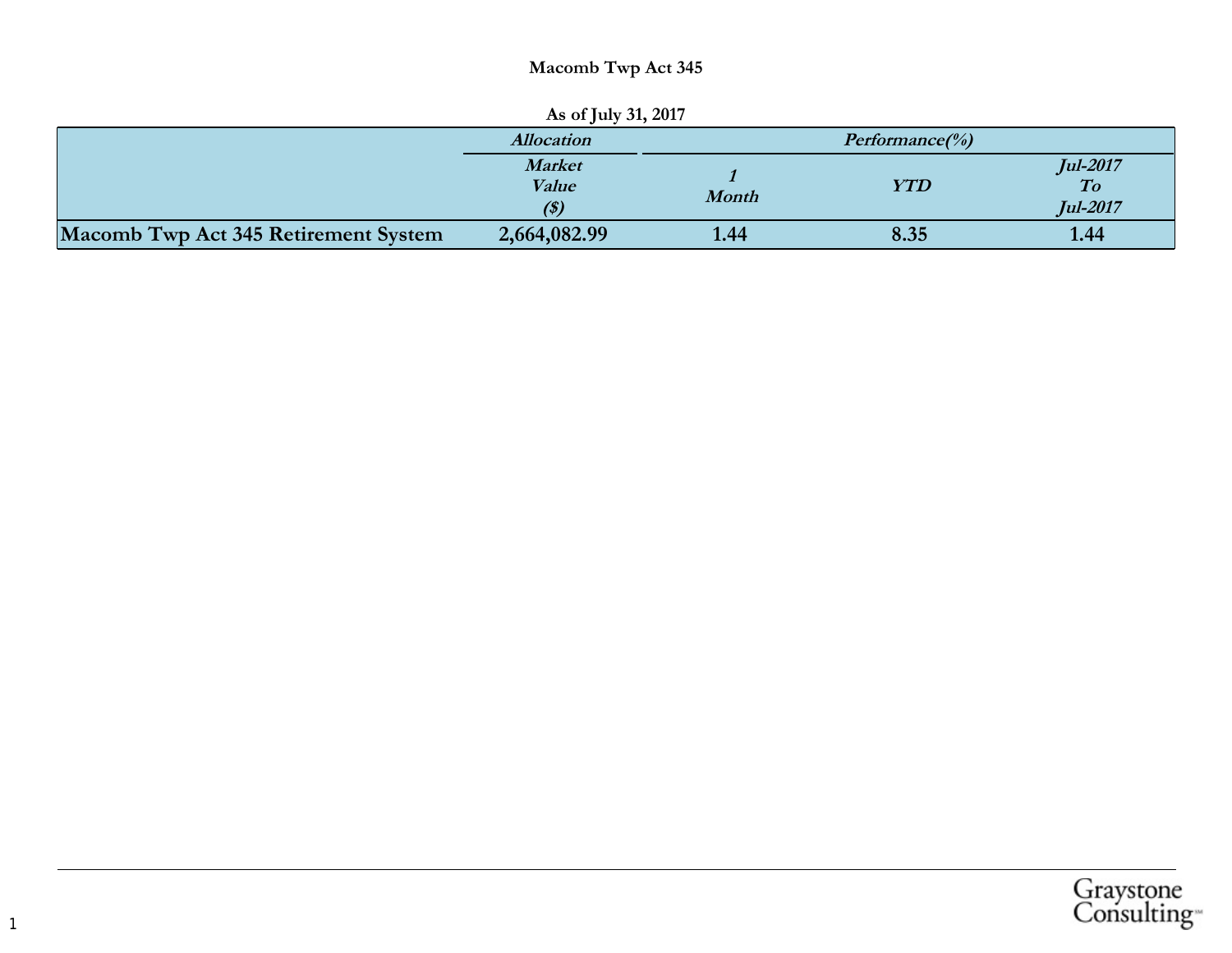**Macomb Twp Act 345**

**As of July 31, 2017**

| | *Allocation* | *Performance(%)* | | |
|---|---|---|---|---|
| | *Market Value ($)* | *1 Month* | *YTD* | *Jul-2017 To Jul-2017* |
| **Macomb Twp Act 345 Retirement System** | **2,664,082.99** | **1.44** | **8.35** | **1.44** |

Graystone Consulting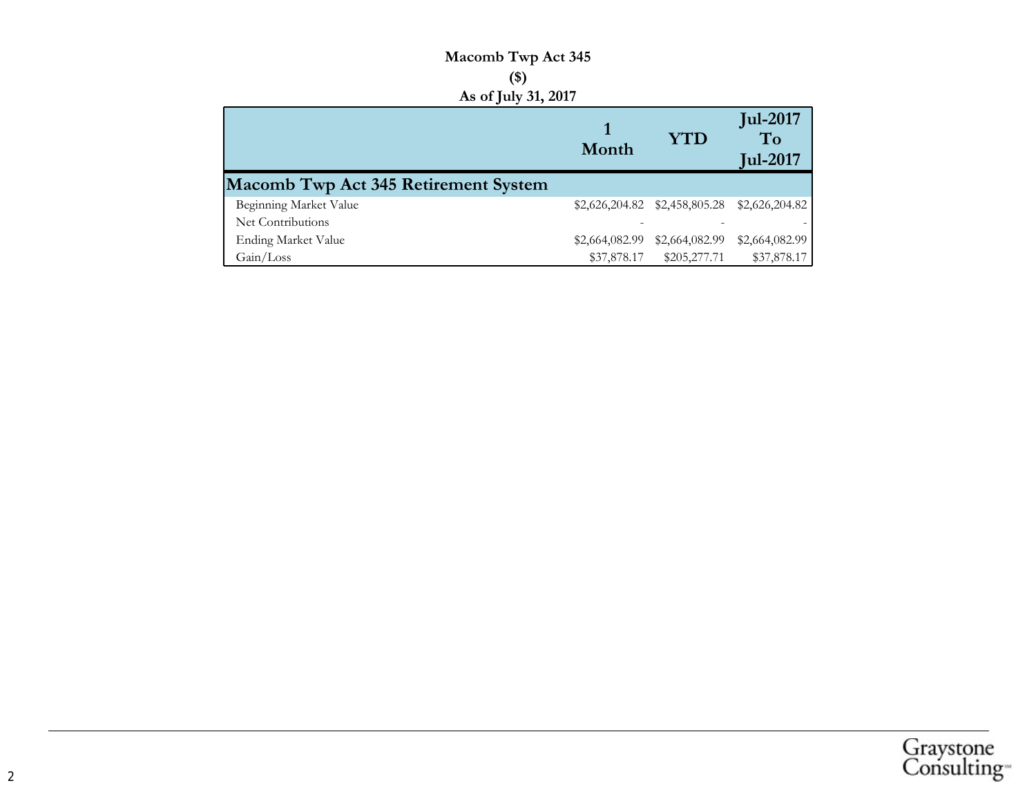**Macomb Twp Act 345**

**($)**

**As of July 31, 2017**

| | 1 Month | YTD | Jul-2017 To Jul-2017 |
|---|---|---|---|
| **Macomb Twp Act 345 Retirement System** | | | |
| Beginning Market Value | $2,626,204.82 | $2,458,805.28 | $2,626,204.82 |
| Net Contributions | - | - | - |
| Ending Market Value | $2,664,082.99 | $2,664,082.99 | $2,664,082.99 |
| Gain/Loss | $37,878.17 | $205,277.71 | $37,878.17 |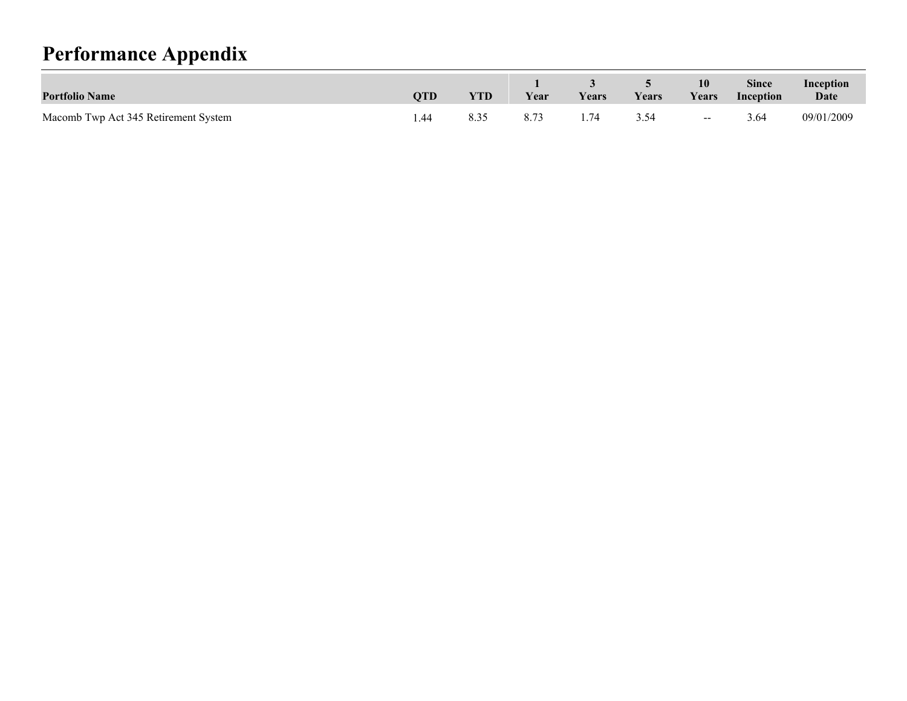# Performance Appendix

| Portfolio Name | QTD | YTD | 1 Year | 3 Years | 5 Years | 10 Years | Since Inception | Inception Date |
|---|---|---|---|---|---|---|---|---|
| Macomb Twp Act 345 Retirement System | 1.44 | 8.35 | 8.73 | 1.74 | 3.54 | -- | 3.64 | 09/01/2009 |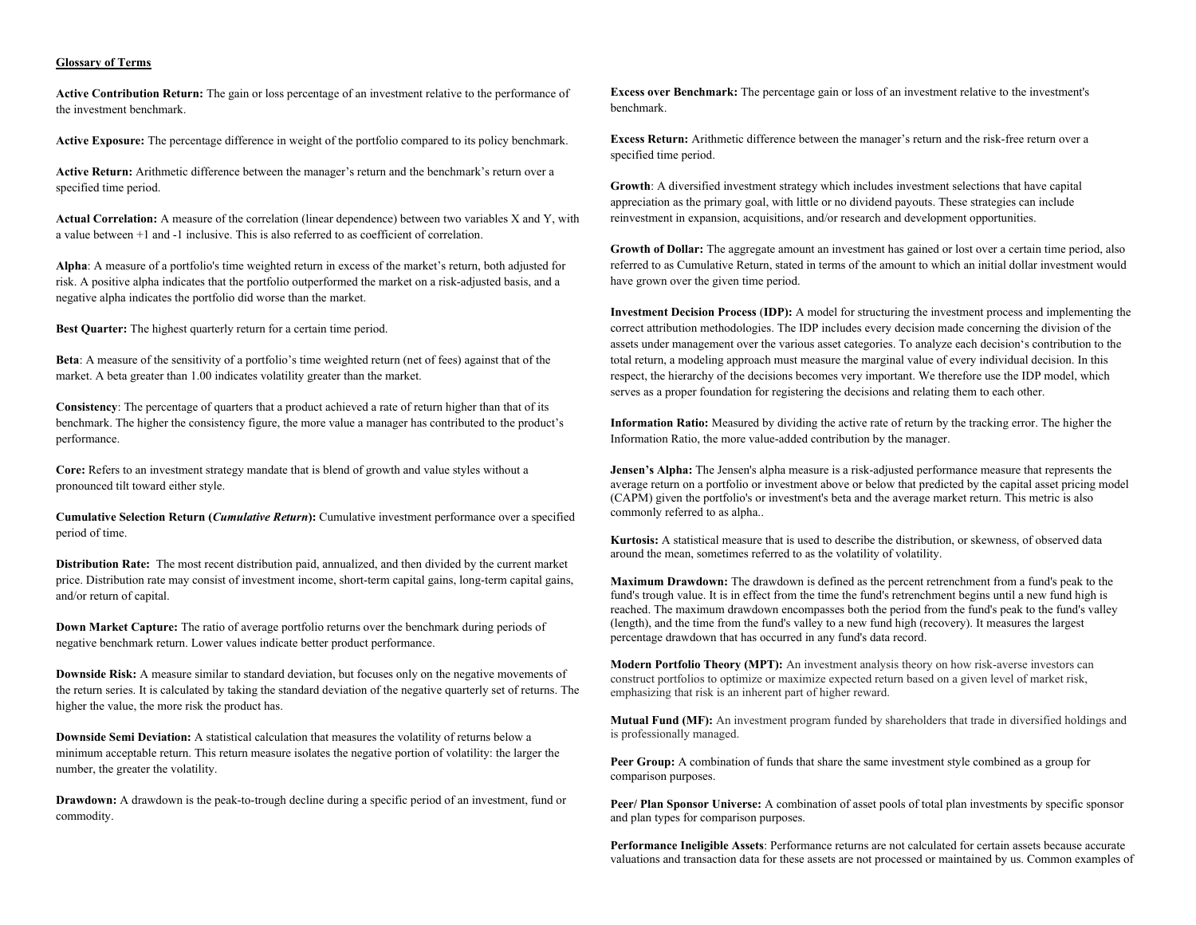**Glossary of Terms**

**Active Contribution Return:** The gain or loss percentage of an investment relative to the performance of the investment benchmark.

**Active Exposure:** The percentage difference in weight of the portfolio compared to its policy benchmark.

**Active Return:** Arithmetic difference between the manager's return and the benchmark's return over a specified time period.

**Actual Correlation:** A measure of the correlation (linear dependence) between two variables X and Y, with a value between +1 and -1 inclusive. This is also referred to as coefficient of correlation.

**Alpha**: A measure of a portfolio's time weighted return in excess of the market's return, both adjusted for risk. A positive alpha indicates that the portfolio outperformed the market on a risk-adjusted basis, and a negative alpha indicates the portfolio did worse than the market.

**Best Quarter:** The highest quarterly return for a certain time period.

**Beta**: A measure of the sensitivity of a portfolio's time weighted return (net of fees) against that of the market. A beta greater than 1.00 indicates volatility greater than the market.

**Consistency**: The percentage of quarters that a product achieved a rate of return higher than that of its benchmark. The higher the consistency figure, the more value a manager has contributed to the product's performance.

**Core:** Refers to an investment strategy mandate that is blend of growth and value styles without a pronounced tilt toward either style.

**Cumulative Selection Return (*Cumulative Return*):** Cumulative investment performance over a specified period of time.

**Distribution Rate:** The most recent distribution paid, annualized, and then divided by the current market price. Distribution rate may consist of investment income, short-term capital gains, long-term capital gains, and/or return of capital.

**Down Market Capture:** The ratio of average portfolio returns over the benchmark during periods of negative benchmark return. Lower values indicate better product performance.

**Downside Risk:** A measure similar to standard deviation, but focuses only on the negative movements of the return series. It is calculated by taking the standard deviation of the negative quarterly set of returns. The higher the value, the more risk the product has.

**Downside Semi Deviation:** A statistical calculation that measures the volatility of returns below a minimum acceptable return. This return measure isolates the negative portion of volatility: the larger the number, the greater the volatility.

**Drawdown:** A drawdown is the peak-to-trough decline during a specific period of an investment, fund or commodity.

**Excess over Benchmark:** The percentage gain or loss of an investment relative to the investment's benchmark.

**Excess Return:** Arithmetic difference between the manager's return and the risk-free return over a specified time period.

**Growth**: A diversified investment strategy which includes investment selections that have capital appreciation as the primary goal, with little or no dividend payouts. These strategies can include reinvestment in expansion, acquisitions, and/or research and development opportunities.

**Growth of Dollar:** The aggregate amount an investment has gained or lost over a certain time period, also referred to as Cumulative Return, stated in terms of the amount to which an initial dollar investment would have grown over the given time period.

**Investment Decision Process (IDP):** A model for structuring the investment process and implementing the correct attribution methodologies. The IDP includes every decision made concerning the division of the assets under management over the various asset categories. To analyze each decision's contribution to the total return, a modeling approach must measure the marginal value of every individual decision. In this respect, the hierarchy of the decisions becomes very important. We therefore use the IDP model, which serves as a proper foundation for registering the decisions and relating them to each other.

**Information Ratio:** Measured by dividing the active rate of return by the tracking error. The higher the Information Ratio, the more value-added contribution by the manager.

**Jensen's Alpha:** The Jensen's alpha measure is a risk-adjusted performance measure that represents the average return on a portfolio or investment above or below that predicted by the capital asset pricing model (CAPM) given the portfolio's or investment's beta and the average market return. This metric is also commonly referred to as alpha..

**Kurtosis:** A statistical measure that is used to describe the distribution, or skewness, of observed data around the mean, sometimes referred to as the volatility of volatility.

**Maximum Drawdown:** The drawdown is defined as the percent retrenchment from a fund's peak to the fund's trough value. It is in effect from the time the fund's retrenchment begins until a new fund high is reached. The maximum drawdown encompasses both the period from the fund's peak to the fund's valley (length), and the time from the fund's valley to a new fund high (recovery). It measures the largest percentage drawdown that has occurred in any fund's data record.

**Modern Portfolio Theory (MPT):** An investment analysis theory on how risk-averse investors can construct portfolios to optimize or maximize expected return based on a given level of market risk, emphasizing that risk is an inherent part of higher reward.

**Mutual Fund (MF):** An investment program funded by shareholders that trade in diversified holdings and is professionally managed.

**Peer Group:** A combination of funds that share the same investment style combined as a group for comparison purposes.

**Peer/ Plan Sponsor Universe:** A combination of asset pools of total plan investments by specific sponsor and plan types for comparison purposes.

**Performance Ineligible Assets**: Performance returns are not calculated for certain assets because accurate valuations and transaction data for these assets are not processed or maintained by us. Common examples of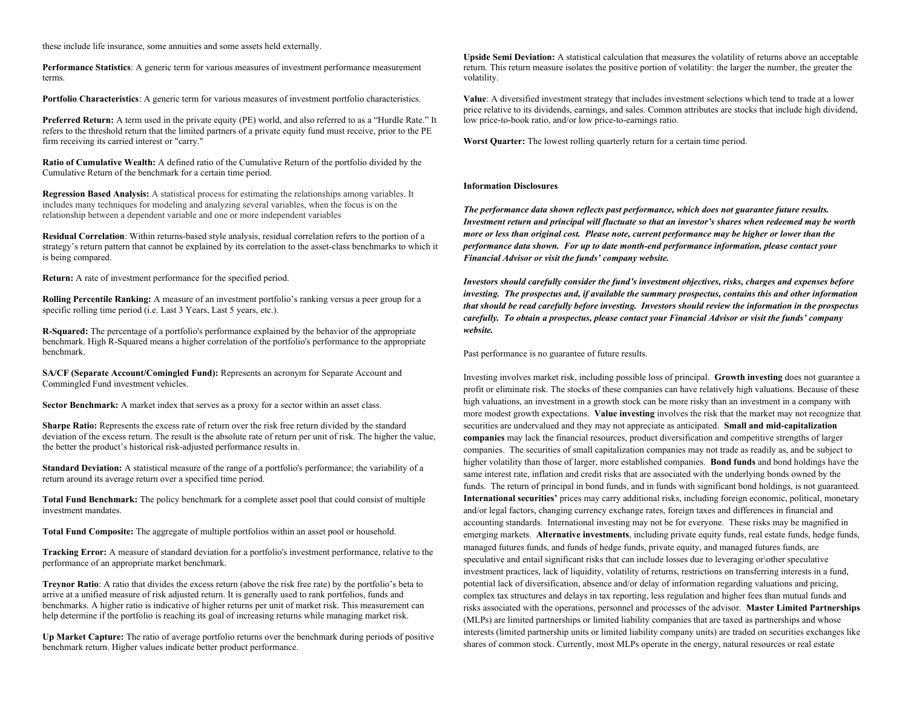these include life insurance, some annuities and some assets held externally.

**Performance Statistics**: A generic term for various measures of investment performance measurement terms.

**Portfolio Characteristics**: A generic term for various measures of investment portfolio characteristics.

**Preferred Return:** A term used in the private equity (PE) world, and also referred to as a "Hurdle Rate." It refers to the threshold return that the limited partners of a private equity fund must receive, prior to the PE firm receiving its carried interest or "carry."

**Ratio of Cumulative Wealth:** A defined ratio of the Cumulative Return of the portfolio divided by the Cumulative Return of the benchmark for a certain time period.

**Regression Based Analysis:** A statistical process for estimating the relationships among variables. It includes many techniques for modeling and analyzing several variables, when the focus is on the relationship between a dependent variable and one or more independent variables

**Residual Correlation**: Within returns-based style analysis, residual correlation refers to the portion of a strategy's return pattern that cannot be explained by its correlation to the asset-class benchmarks to which it is being compared.

**Return:** A rate of investment performance for the specified period.

**Rolling Percentile Ranking:** A measure of an investment portfolio's ranking versus a peer group for a specific rolling time period (i.e. Last 3 Years, Last 5 years, etc.).

**R-Squared:** The percentage of a portfolio's performance explained by the behavior of the appropriate benchmark. High R-Squared means a higher correlation of the portfolio's performance to the appropriate benchmark.

**SA/CF (Separate Account/Comingled Fund):** Represents an acronym for Separate Account and Commingled Fund investment vehicles.

**Sector Benchmark:** A market index that serves as a proxy for a sector within an asset class.

**Sharpe Ratio:** Represents the excess rate of return over the risk free return divided by the standard deviation of the excess return. The result is the absolute rate of return per unit of risk. The higher the value, the better the product's historical risk-adjusted performance results in.

**Standard Deviation:** A statistical measure of the range of a portfolio's performance; the variability of a return around its average return over a specified time period.

**Total Fund Benchmark:** The policy benchmark for a complete asset pool that could consist of multiple investment mandates.

**Total Fund Composite:** The aggregate of multiple portfolios within an asset pool or household.

**Tracking Error:** A measure of standard deviation for a portfolio's investment performance, relative to the performance of an appropriate market benchmark.

**Treynor Ratio**: A ratio that divides the excess return (above the risk free rate) by the portfolio's beta to arrive at a unified measure of risk adjusted return. It is generally used to rank portfolios, funds and benchmarks. A higher ratio is indicative of higher returns per unit of market risk. This measurement can help determine if the portfolio is reaching its goal of increasing returns while managing market risk.

**Up Market Capture:** The ratio of average portfolio returns over the benchmark during periods of positive benchmark return. Higher values indicate better product performance.

**Upside Semi Deviation:** A statistical calculation that measures the volatility of returns above an acceptable return. This return measure isolates the positive portion of volatility: the larger the number, the greater the volatility.

**Value**: A diversified investment strategy that includes investment selections which tend to trade at a lower price relative to its dividends, earnings, and sales. Common attributes are stocks that include high dividend, low price-to-book ratio, and/or low price-to-earnings ratio.

**Worst Quarter:** The lowest rolling quarterly return for a certain time period.

**Information Disclosures**

***The performance data shown reflects past performance, which does not guarantee future results. Investment return and principal will fluctuate so that an investor's shares when redeemed may be worth more or less than original cost. Please note, current performance may be higher or lower than the performance data shown. For up to date month-end performance information, please contact your Financial Advisor or visit the funds' company website.***

***Investors should carefully consider the fund's investment objectives, risks, charges and expenses before investing. The prospectus and, if available the summary prospectus, contains this and other information that should be read carefully before investing. Investors should review the information in the prospectus carefully. To obtain a prospectus, please contact your Financial Advisor or visit the funds' company website.***

Past performance is no guarantee of future results.

Investing involves market risk, including possible loss of principal. **Growth investing** does not guarantee a profit or eliminate risk. The stocks of these companies can have relatively high valuations. Because of these high valuations, an investment in a growth stock can be more risky than an investment in a company with more modest growth expectations. **Value investing** involves the risk that the market may not recognize that securities are undervalued and they may not appreciate as anticipated. **Small and mid-capitalization companies** may lack the financial resources, product diversification and competitive strengths of larger companies. The securities of small capitalization companies may not trade as readily as, and be subject to higher volatility than those of larger, more established companies. **Bond funds** and bond holdings have the same interest rate, inflation and credit risks that are associated with the underlying bonds owned by the funds. The return of principal in bond funds, and in funds with significant bond holdings, is not guaranteed. **International securities'** prices may carry additional risks, including foreign economic, political, monetary and/or legal factors, changing currency exchange rates, foreign taxes and differences in financial and accounting standards. International investing may not be for everyone. These risks may be magnified in emerging markets. **Alternative investments**, including private equity funds, real estate funds, hedge funds, managed futures funds, and funds of hedge funds, private equity, and managed futures funds, are speculative and entail significant risks that can include losses due to leveraging or\other speculative investment practices, lack of liquidity, volatility of returns, restrictions on transferring interests in a fund, potential lack of diversification, absence and/or delay of information regarding valuations and pricing, complex tax structures and delays in tax reporting, less regulation and higher fees than mutual funds and risks associated with the operations, personnel and processes of the advisor. **Master Limited Partnerships** (MLPs) are limited partnerships or limited liability companies that are taxed as partnerships and whose interests (limited partnership units or limited liability company units) are traded on securities exchanges like shares of common stock. Currently, most MLPs operate in the energy, natural resources or real estate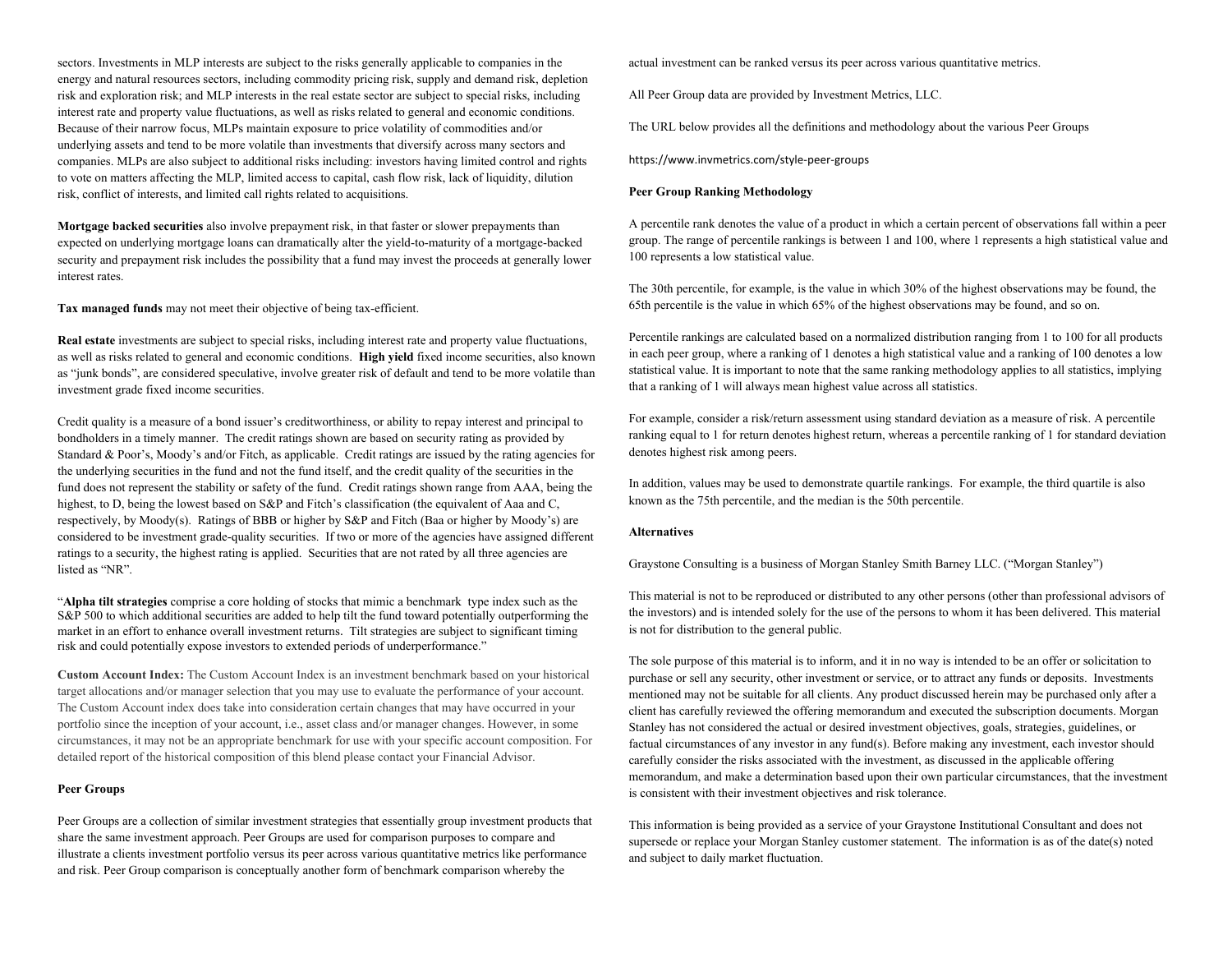sectors. Investments in MLP interests are subject to the risks generally applicable to companies in the energy and natural resources sectors, including commodity pricing risk, supply and demand risk, depletion risk and exploration risk; and MLP interests in the real estate sector are subject to special risks, including interest rate and property value fluctuations, as well as risks related to general and economic conditions. Because of their narrow focus, MLPs maintain exposure to price volatility of commodities and/or underlying assets and tend to be more volatile than investments that diversify across many sectors and companies. MLPs are also subject to additional risks including: investors having limited control and rights to vote on matters affecting the MLP, limited access to capital, cash flow risk, lack of liquidity, dilution risk, conflict of interests, and limited call rights related to acquisitions.

**Mortgage backed securities** also involve prepayment risk, in that faster or slower prepayments than expected on underlying mortgage loans can dramatically alter the yield-to-maturity of a mortgage-backed security and prepayment risk includes the possibility that a fund may invest the proceeds at generally lower interest rates.

**Tax managed funds** may not meet their objective of being tax-efficient.

**Real estate** investments are subject to special risks, including interest rate and property value fluctuations, as well as risks related to general and economic conditions. **High yield** fixed income securities, also known as "junk bonds", are considered speculative, involve greater risk of default and tend to be more volatile than investment grade fixed income securities.

Credit quality is a measure of a bond issuer's creditworthiness, or ability to repay interest and principal to bondholders in a timely manner. The credit ratings shown are based on security rating as provided by Standard & Poor's, Moody's and/or Fitch, as applicable. Credit ratings are issued by the rating agencies for the underlying securities in the fund and not the fund itself, and the credit quality of the securities in the fund does not represent the stability or safety of the fund. Credit ratings shown range from AAA, being the highest, to D, being the lowest based on S&P and Fitch's classification (the equivalent of Aaa and C, respectively, by Moody(s). Ratings of BBB or higher by S&P and Fitch (Baa or higher by Moody's) are considered to be investment grade-quality securities. If two or more of the agencies have assigned different ratings to a security, the highest rating is applied. Securities that are not rated by all three agencies are listed as "NR".

"**Alpha tilt strategies** comprise a core holding of stocks that mimic a benchmark type index such as the S&P 500 to which additional securities are added to help tilt the fund toward potentially outperforming the market in an effort to enhance overall investment returns. Tilt strategies are subject to significant timing risk and could potentially expose investors to extended periods of underperformance."

**Custom Account Index:** The Custom Account Index is an investment benchmark based on your historical target allocations and/or manager selection that you may use to evaluate the performance of your account. The Custom Account index does take into consideration certain changes that may have occurred in your portfolio since the inception of your account, i.e., asset class and/or manager changes. However, in some circumstances, it may not be an appropriate benchmark for use with your specific account composition. For detailed report of the historical composition of this blend please contact your Financial Advisor.

**Peer Groups**

Peer Groups are a collection of similar investment strategies that essentially group investment products that share the same investment approach. Peer Groups are used for comparison purposes to compare and illustrate a clients investment portfolio versus its peer across various quantitative metrics like performance and risk. Peer Group comparison is conceptually another form of benchmark comparison whereby the actual investment can be ranked versus its peer across various quantitative metrics.

All Peer Group data are provided by Investment Metrics, LLC.

The URL below provides all the definitions and methodology about the various Peer Groups

https://www.invmetrics.com/style-peer-groups

**Peer Group Ranking Methodology**

A percentile rank denotes the value of a product in which a certain percent of observations fall within a peer group. The range of percentile rankings is between 1 and 100, where 1 represents a high statistical value and 100 represents a low statistical value.

The 30th percentile, for example, is the value in which 30% of the highest observations may be found, the 65th percentile is the value in which 65% of the highest observations may be found, and so on.

Percentile rankings are calculated based on a normalized distribution ranging from 1 to 100 for all products in each peer group, where a ranking of 1 denotes a high statistical value and a ranking of 100 denotes a low statistical value. It is important to note that the same ranking methodology applies to all statistics, implying that a ranking of 1 will always mean highest value across all statistics.

For example, consider a risk/return assessment using standard deviation as a measure of risk. A percentile ranking equal to 1 for return denotes highest return, whereas a percentile ranking of 1 for standard deviation denotes highest risk among peers.

In addition, values may be used to demonstrate quartile rankings. For example, the third quartile is also known as the 75th percentile, and the median is the 50th percentile.

**Alternatives**

Graystone Consulting is a business of Morgan Stanley Smith Barney LLC. ("Morgan Stanley")

This material is not to be reproduced or distributed to any other persons (other than professional advisors of the investors) and is intended solely for the use of the persons to whom it has been delivered. This material is not for distribution to the general public.

The sole purpose of this material is to inform, and it in no way is intended to be an offer or solicitation to purchase or sell any security, other investment or service, or to attract any funds or deposits. Investments mentioned may not be suitable for all clients. Any product discussed herein may be purchased only after a client has carefully reviewed the offering memorandum and executed the subscription documents. Morgan Stanley has not considered the actual or desired investment objectives, goals, strategies, guidelines, or factual circumstances of any investor in any fund(s). Before making any investment, each investor should carefully consider the risks associated with the investment, as discussed in the applicable offering memorandum, and make a determination based upon their own particular circumstances, that the investment is consistent with their investment objectives and risk tolerance.

This information is being provided as a service of your Graystone Institutional Consultant and does not supersede or replace your Morgan Stanley customer statement. The information is as of the date(s) noted and subject to daily market fluctuation.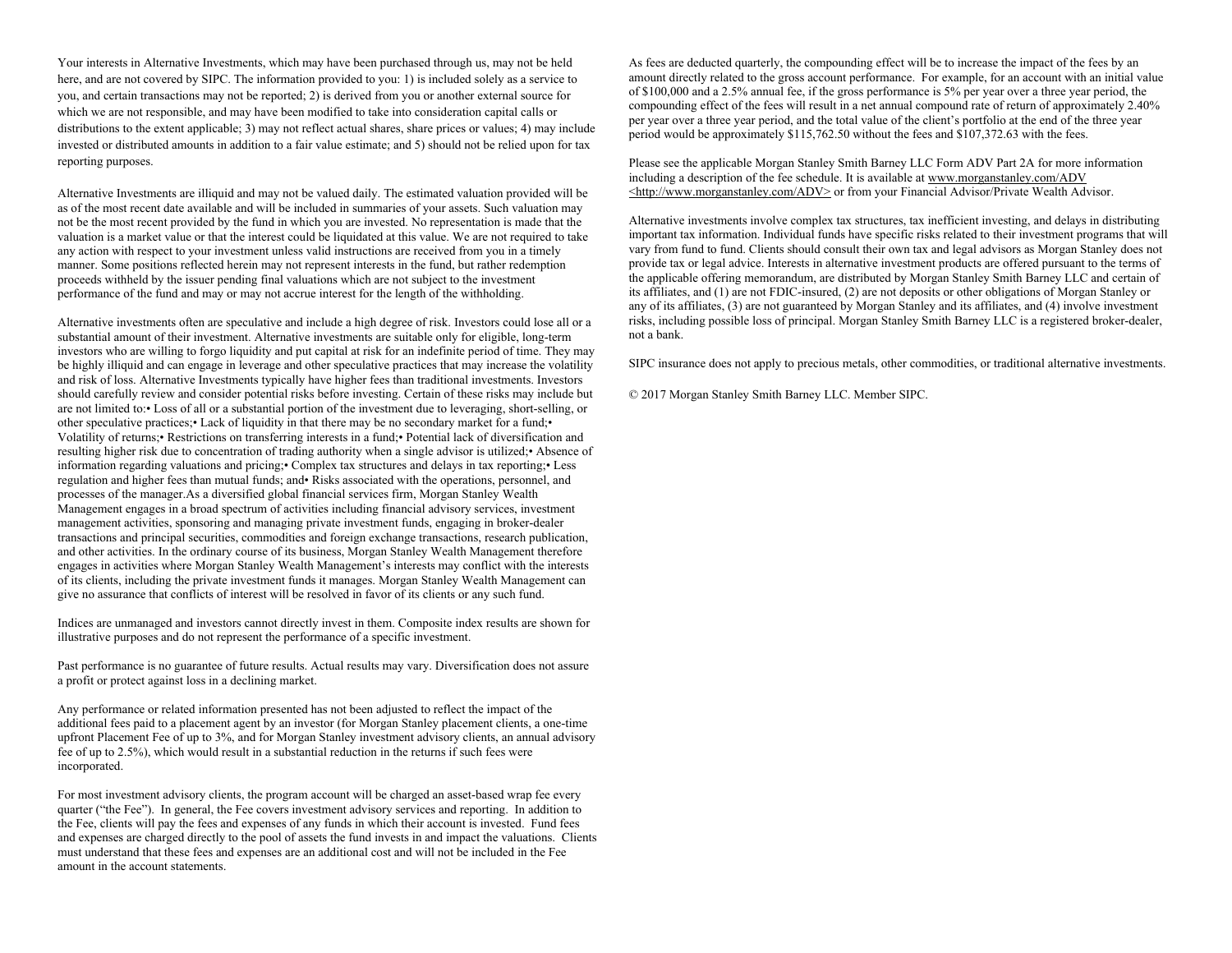Your interests in Alternative Investments, which may have been purchased through us, may not be held here, and are not covered by SIPC. The information provided to you: 1) is included solely as a service to you, and certain transactions may not be reported; 2) is derived from you or another external source for which we are not responsible, and may have been modified to take into consideration capital calls or distributions to the extent applicable; 3) may not reflect actual shares, share prices or values; 4) may include invested or distributed amounts in addition to a fair value estimate; and 5) should not be relied upon for tax reporting purposes.

Alternative Investments are illiquid and may not be valued daily. The estimated valuation provided will be as of the most recent date available and will be included in summaries of your assets. Such valuation may not be the most recent provided by the fund in which you are invested. No representation is made that the valuation is a market value or that the interest could be liquidated at this value. We are not required to take any action with respect to your investment unless valid instructions are received from you in a timely manner. Some positions reflected herein may not represent interests in the fund, but rather redemption proceeds withheld by the issuer pending final valuations which are not subject to the investment performance of the fund and may or may not accrue interest for the length of the withholding.

Alternative investments often are speculative and include a high degree of risk. Investors could lose all or a substantial amount of their investment. Alternative investments are suitable only for eligible, long-term investors who are willing to forgo liquidity and put capital at risk for an indefinite period of time. They may be highly illiquid and can engage in leverage and other speculative practices that may increase the volatility and risk of loss. Alternative Investments typically have higher fees than traditional investments. Investors should carefully review and consider potential risks before investing. Certain of these risks may include but are not limited to:• Loss of all or a substantial portion of the investment due to leveraging, short-selling, or other speculative practices;• Lack of liquidity in that there may be no secondary market for a fund;• Volatility of returns;• Restrictions on transferring interests in a fund;• Potential lack of diversification and resulting higher risk due to concentration of trading authority when a single advisor is utilized;• Absence of information regarding valuations and pricing;• Complex tax structures and delays in tax reporting;• Less regulation and higher fees than mutual funds; and• Risks associated with the operations, personnel, and processes of the manager.As a diversified global financial services firm, Morgan Stanley Wealth Management engages in a broad spectrum of activities including financial advisory services, investment management activities, sponsoring and managing private investment funds, engaging in broker-dealer transactions and principal securities, commodities and foreign exchange transactions, research publication, and other activities. In the ordinary course of its business, Morgan Stanley Wealth Management therefore engages in activities where Morgan Stanley Wealth Management's interests may conflict with the interests of its clients, including the private investment funds it manages. Morgan Stanley Wealth Management can give no assurance that conflicts of interest will be resolved in favor of its clients or any such fund.

Indices are unmanaged and investors cannot directly invest in them. Composite index results are shown for illustrative purposes and do not represent the performance of a specific investment.

Past performance is no guarantee of future results. Actual results may vary. Diversification does not assure a profit or protect against loss in a declining market.

Any performance or related information presented has not been adjusted to reflect the impact of the additional fees paid to a placement agent by an investor (for Morgan Stanley placement clients, a one-time upfront Placement Fee of up to 3%, and for Morgan Stanley investment advisory clients, an annual advisory fee of up to 2.5%), which would result in a substantial reduction in the returns if such fees were incorporated.

For most investment advisory clients, the program account will be charged an asset-based wrap fee every quarter ("the Fee"). In general, the Fee covers investment advisory services and reporting. In addition to the Fee, clients will pay the fees and expenses of any funds in which their account is invested. Fund fees and expenses are charged directly to the pool of assets the fund invests in and impact the valuations. Clients must understand that these fees and expenses are an additional cost and will not be included in the Fee amount in the account statements.

As fees are deducted quarterly, the compounding effect will be to increase the impact of the fees by an amount directly related to the gross account performance. For example, for an account with an initial value of $100,000 and a 2.5% annual fee, if the gross performance is 5% per year over a three year period, the compounding effect of the fees will result in a net annual compound rate of return of approximately 2.40% per year over a three year period, and the total value of the client's portfolio at the end of the three year period would be approximately $115,762.50 without the fees and $107,372.63 with the fees.

Please see the applicable Morgan Stanley Smith Barney LLC Form ADV Part 2A for more information including a description of the fee schedule. It is available at www.morganstanley.com/ADV <http://www.morganstanley.com/ADV> or from your Financial Advisor/Private Wealth Advisor.

Alternative investments involve complex tax structures, tax inefficient investing, and delays in distributing important tax information. Individual funds have specific risks related to their investment programs that will vary from fund to fund. Clients should consult their own tax and legal advisors as Morgan Stanley does not provide tax or legal advice. Interests in alternative investment products are offered pursuant to the terms of the applicable offering memorandum, are distributed by Morgan Stanley Smith Barney LLC and certain of its affiliates, and (1) are not FDIC-insured, (2) are not deposits or other obligations of Morgan Stanley or any of its affiliates, (3) are not guaranteed by Morgan Stanley and its affiliates, and (4) involve investment risks, including possible loss of principal. Morgan Stanley Smith Barney LLC is a registered broker-dealer, not a bank.

SIPC insurance does not apply to precious metals, other commodities, or traditional alternative investments.

© 2017 Morgan Stanley Smith Barney LLC. Member SIPC.